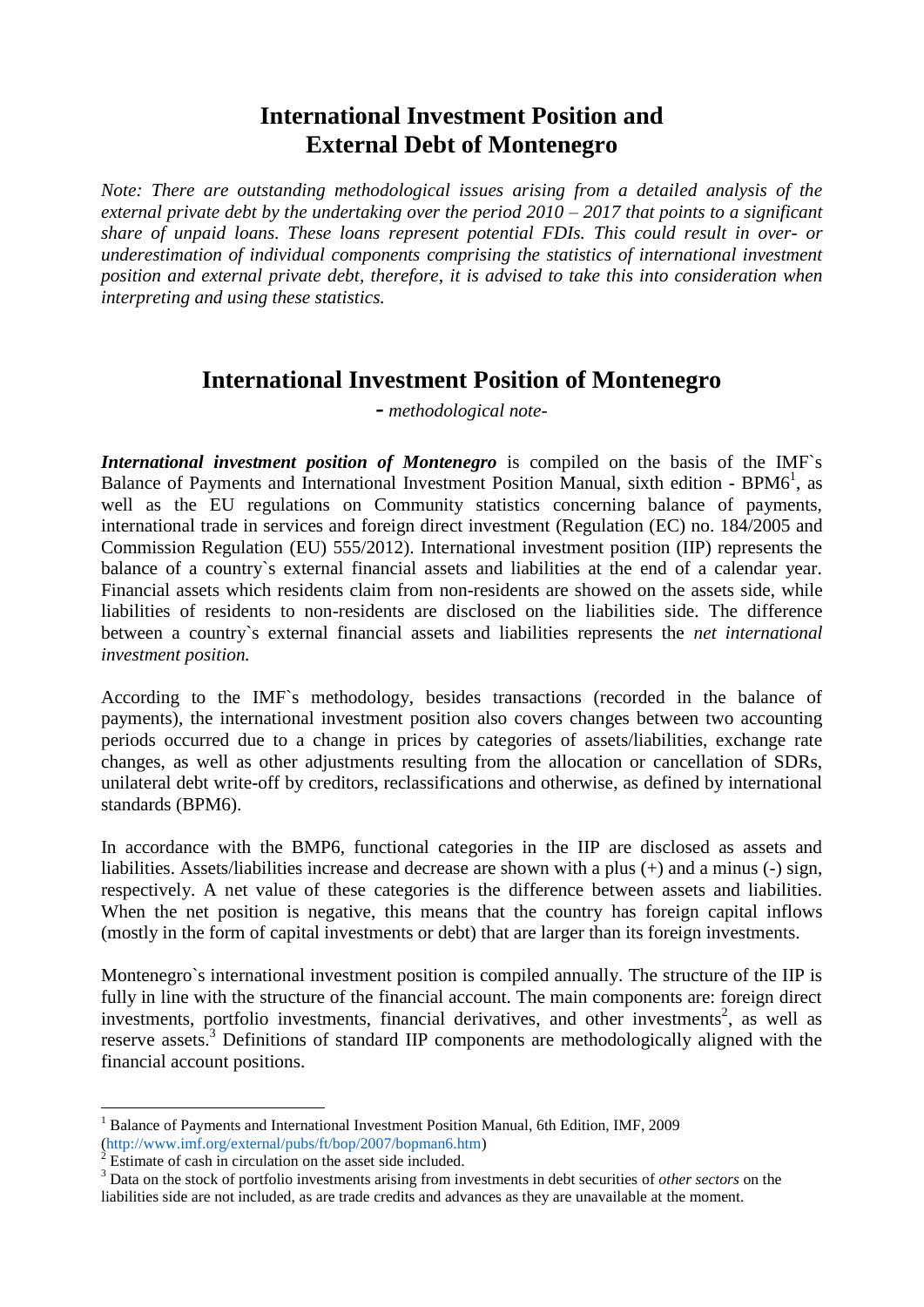# International Investment Position and External Debt of Montenegro

*Note: There are outstanding methodological issues arising from a detailed analysis of the external private debt by the undertaking over the period 2010 – 2017 that points to a significant share of unpaid loans. These loans represent potential FDIs. This could result in over- or underestimation of individual components comprising the statistics of international investment position and external private debt, therefore, it is advised to take this into consideration when interpreting and using these statistics.*

## International Investment Position of Montenegro

*- methodological note-*

***International investment position of Montenegro*** is compiled on the basis of the IMF`s Balance of Payments and International Investment Position Manual, sixth edition - BPM6[1], as well as the EU regulations on Community statistics concerning balance of payments, international trade in services and foreign direct investment (Regulation (EC) no. 184/2005 and Commission Regulation (EU) 555/2012). International investment position (IIP) represents the balance of a country`s external financial assets and liabilities at the end of a calendar year. Financial assets which residents claim from non-residents are showed on the assets side, while liabilities of residents to non-residents are disclosed on the liabilities side. The difference between a country`s external financial assets and liabilities represents the *net international investment position.*

According to the IMF`s methodology, besides transactions (recorded in the balance of payments), the international investment position also covers changes between two accounting periods occurred due to a change in prices by categories of assets/liabilities, exchange rate changes, as well as other adjustments resulting from the allocation or cancellation of SDRs, unilateral debt write-off by creditors, reclassifications and otherwise, as defined by international standards (BPM6).

In accordance with the BMP6, functional categories in the IIP are disclosed as assets and liabilities. Assets/liabilities increase and decrease are shown with a plus (+) and a minus (-) sign, respectively. A net value of these categories is the difference between assets and liabilities. When the net position is negative, this means that the country has foreign capital inflows (mostly in the form of capital investments or debt) that are larger than its foreign investments.

Montenegro`s international investment position is compiled annually. The structure of the IIP is fully in line with the structure of the financial account. The main components are: foreign direct investments, portfolio investments, financial derivatives, and other investments[2], as well as reserve assets.[3] Definitions of standard IIP components are methodologically aligned with the financial account positions.

---

[1] Balance of Payments and International Investment Position Manual, 6th Edition, IMF, 2009 (http://www.imf.org/external/pubs/ft/bop/2007/bopman6.htm)

[2] Estimate of cash in circulation on the asset side included.

[3] Data on the stock of portfolio investments arising from investments in debt securities of *other sectors* on the liabilities side are not included, as are trade credits and advances as they are unavailable at the moment.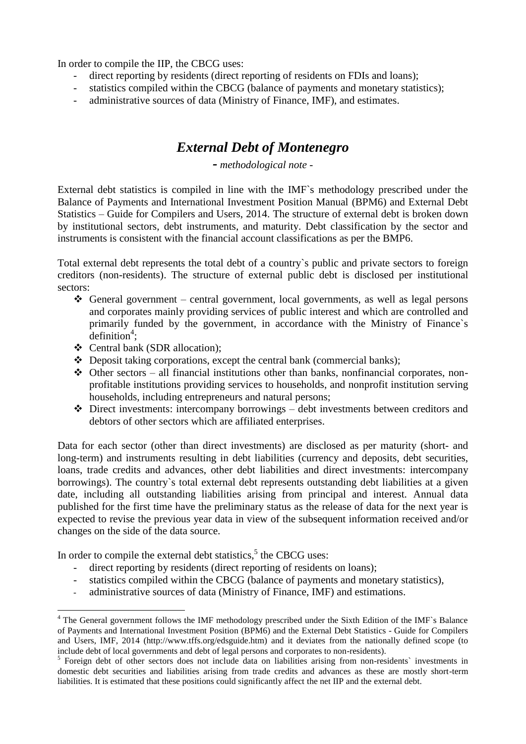In order to compile the IIP, the CBCG uses:

- direct reporting by residents (direct reporting of residents on FDIs and loans);
- statistics compiled within the CBCG (balance of payments and monetary statistics);
- administrative sources of data (Ministry of Finance, IMF), and estimates.

## *External Debt of Montenegro*

*- methodological note -*

External debt statistics is compiled in line with the IMF`s methodology prescribed under the Balance of Payments and International Investment Position Manual (BPM6) and External Debt Statistics – Guide for Compilers and Users, 2014. The structure of external debt is broken down by institutional sectors, debt instruments, and maturity. Debt classification by the sector and instruments is consistent with the financial account classifications as per the BMP6.

Total external debt represents the total debt of a country`s public and private sectors to foreign creditors (non-residents). The structure of external public debt is disclosed per institutional sectors:

- General government – central government, local governments, as well as legal persons and corporates mainly providing services of public interest and which are controlled and primarily funded by the government, in accordance with the Ministry of Finance`s definition[4];
- Central bank (SDR allocation);
- Deposit taking corporations, except the central bank (commercial banks);
- Other sectors – all financial institutions other than banks, nonfinancial corporates, non-profitable institutions providing services to households, and nonprofit institution serving households, including entrepreneurs and natural persons;
- Direct investments: intercompany borrowings – debt investments between creditors and debtors of other sectors which are affiliated enterprises.

Data for each sector (other than direct investments) are disclosed as per maturity (short- and long-term) and instruments resulting in debt liabilities (currency and deposits, debt securities, loans, trade credits and advances, other debt liabilities and direct investments: intercompany borrowings). The country`s total external debt represents outstanding debt liabilities at a given date, including all outstanding liabilities arising from principal and interest. Annual data published for the first time have the preliminary status as the release of data for the next year is expected to revise the previous year data in view of the subsequent information received and/or changes on the side of the data source.

In order to compile the external debt statistics,[5] the CBCG uses:

- direct reporting by residents (direct reporting of residents on loans);
- statistics compiled within the CBCG (balance of payments and monetary statistics),
- administrative sources of data (Ministry of Finance, IMF) and estimations.

---

[4] The General government follows the IMF methodology prescribed under the Sixth Edition of the IMF`s Balance of Payments and International Investment Position (BPM6) and the External Debt Statistics - Guide for Compilers and Users, IMF, 2014 (http://www.tffs.org/edsguide.htm) and it deviates from the nationally defined scope (to include debt of local governments and debt of legal persons and corporates to non-residents).

[5] Foreign debt of other sectors does not include data on liabilities arising from non-residents` investments in domestic debt securities and liabilities arising from trade credits and advances as these are mostly short-term liabilities. It is estimated that these positions could significantly affect the net IIP and the external debt.